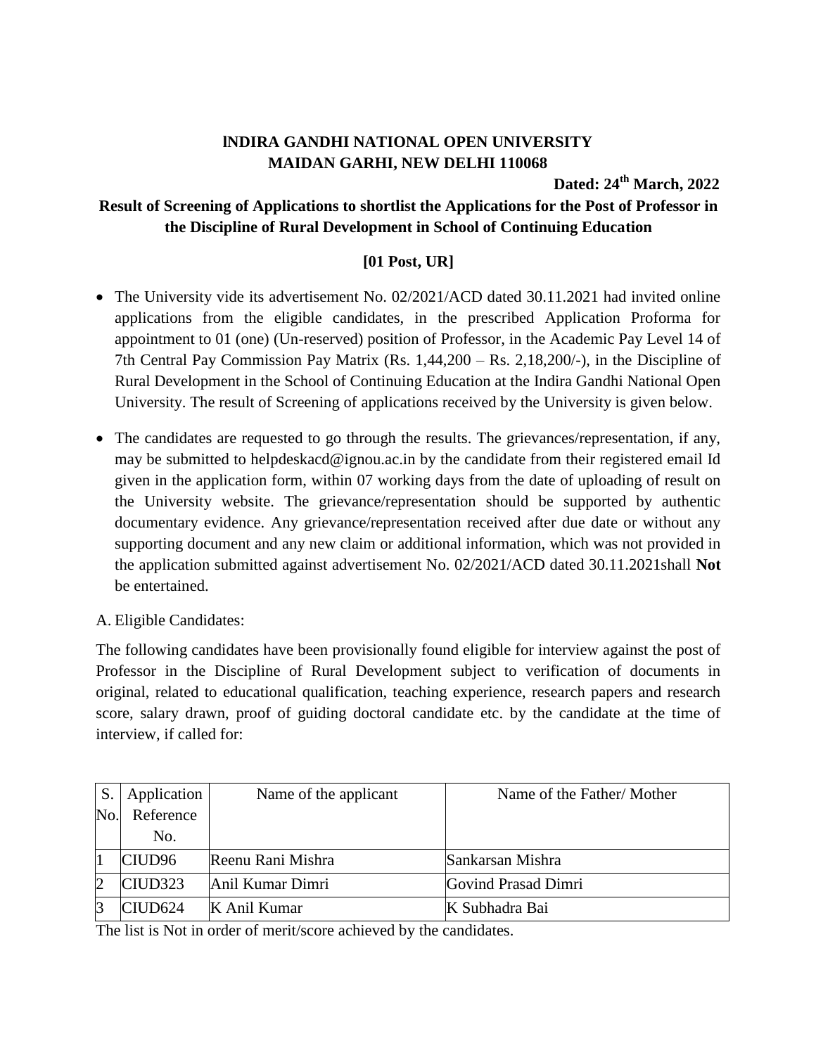# INDIRA GANDHI NATIONAL OPEN UNIVERSITY
## MAIDAN GARHI, NEW DELHI 110068

**Dated: 24th March, 2022**

**Result of Screening of Applications to shortlist the Applications for the Post of Professor in the Discipline of Rural Development in School of Continuing Education**

**[01 Post, UR]**

- The University vide its advertisement No. 02/2021/ACD dated 30.11.2021 had invited online applications from the eligible candidates, in the prescribed Application Proforma for appointment to 01 (one) (Un-reserved) position of Professor, in the Academic Pay Level 14 of 7th Central Pay Commission Pay Matrix (Rs. 1,44,200 – Rs. 2,18,200/-), in the Discipline of Rural Development in the School of Continuing Education at the Indira Gandhi National Open University. The result of Screening of applications received by the University is given below.
- The candidates are requested to go through the results. The grievances/representation, if any, may be submitted to helpdeskacd@ignou.ac.in by the candidate from their registered email Id given in the application form, within 07 working days from the date of uploading of result on the University website. The grievance/representation should be supported by authentic documentary evidence. Any grievance/representation received after due date or without any supporting document and any new claim or additional information, which was not provided in the application submitted against advertisement No. 02/2021/ACD dated 30.11.2021shall **Not** be entertained.

A. Eligible Candidates:

The following candidates have been provisionally found eligible for interview against the post of Professor in the Discipline of Rural Development subject to verification of documents in original, related to educational qualification, teaching experience, research papers and research score, salary drawn, proof of guiding doctoral candidate etc. by the candidate at the time of interview, if called for:

| S. No. | Application Reference No. | Name of the applicant | Name of the Father/ Mother |
|---|---|---|---|
| 1 | CIUD96 | Reenu Rani Mishra | Sankarsan Mishra |
| 2 | CIUD323 | Anil Kumar Dimri | Govind Prasad Dimri |
| 3 | CIUD624 | K Anil Kumar | K Subhadra Bai |

The list is Not in order of merit/score achieved by the candidates.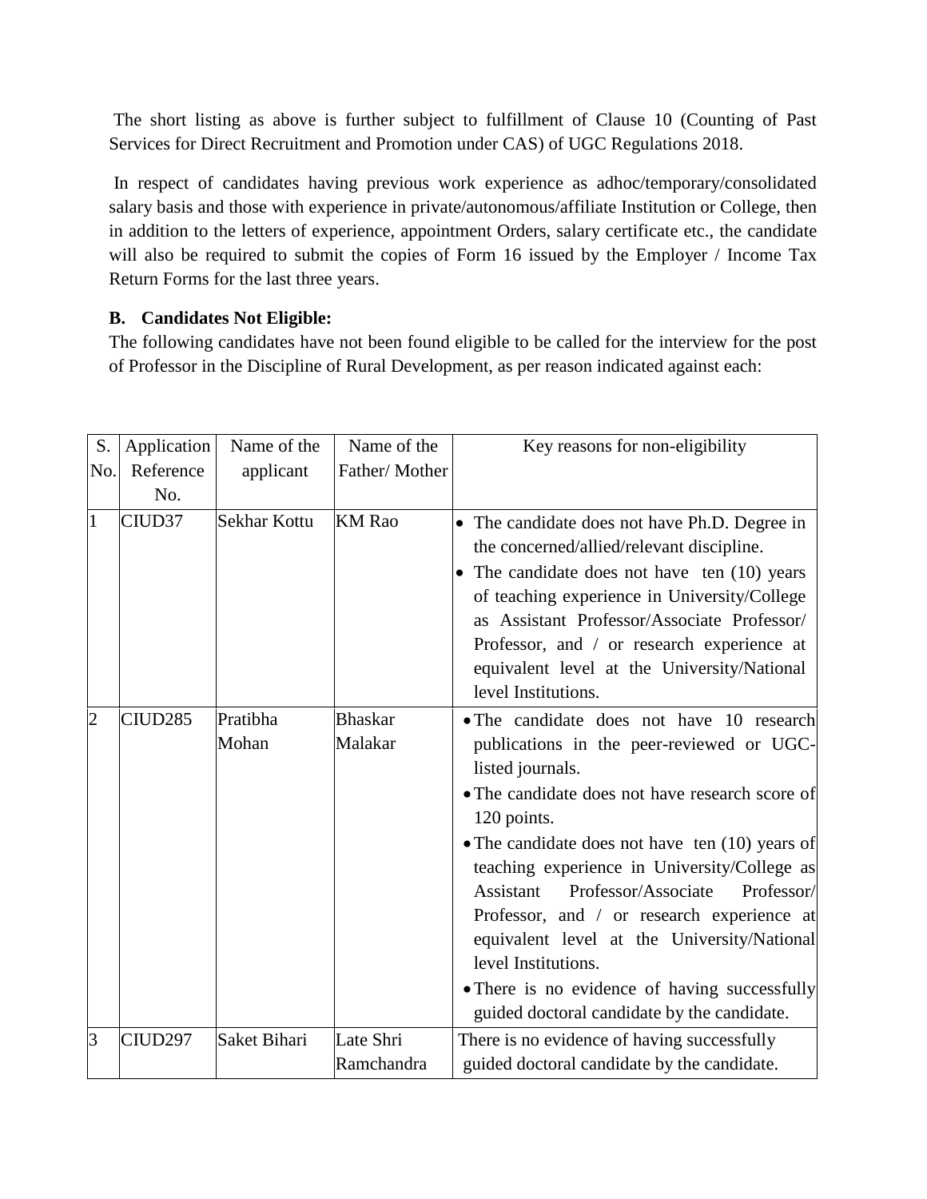The short listing as above is further subject to fulfillment of Clause 10 (Counting of Past Services for Direct Recruitment and Promotion under CAS) of UGC Regulations 2018.

In respect of candidates having previous work experience as adhoc/temporary/consolidated salary basis and those with experience in private/autonomous/affiliate Institution or College, then in addition to the letters of experience, appointment Orders, salary certificate etc., the candidate will also be required to submit the copies of Form 16 issued by the Employer / Income Tax Return Forms for the last three years.

**B. Candidates Not Eligible:**

The following candidates have not been found eligible to be called for the interview for the post of Professor in the Discipline of Rural Development, as per reason indicated against each:

| S. No. | Application Reference No. | Name of the applicant | Name of the Father/ Mother | Key reasons for non-eligibility |
|---|---|---|---|---|
| 1 | CIUD37 | Sekhar Kottu | KM Rao | • The candidate does not have Ph.D. Degree in the concerned/allied/relevant discipline.<br>• The candidate does not have ten (10) years of teaching experience in University/College as Assistant Professor/Associate Professor/ Professor, and / or research experience at equivalent level at the University/National level Institutions. |
| 2 | CIUD285 | Pratibha Mohan | Bhaskar Malakar | • The candidate does not have 10 research publications in the peer-reviewed or UGC-listed journals.<br>• The candidate does not have research score of 120 points.<br>• The candidate does not have ten (10) years of teaching experience in University/College as Assistant Professor/Associate Professor/ Professor, and / or research experience at equivalent level at the University/National level Institutions.<br>• There is no evidence of having successfully guided doctoral candidate by the candidate. |
| 3 | CIUD297 | Saket Bihari | Late Shri Ramchandra | There is no evidence of having successfully guided doctoral candidate by the candidate. |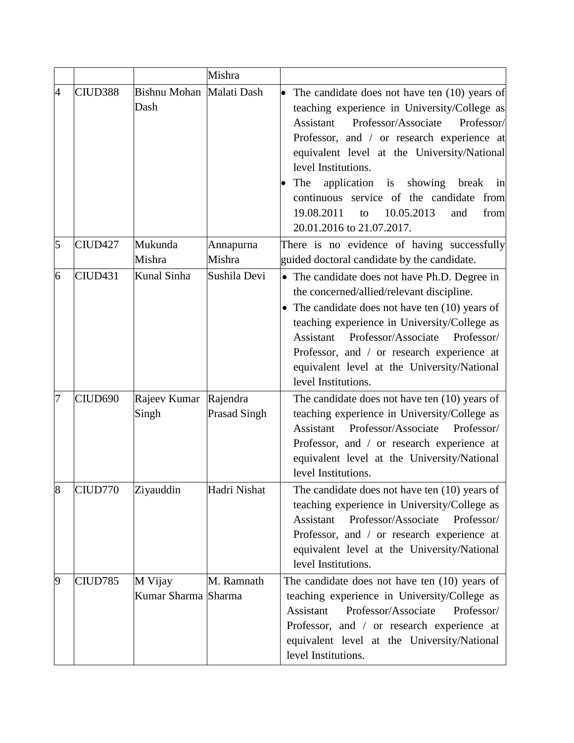| | | | Mishra | |
|---|---|---|---|---|
| 4 | CIUD388 | Bishnu Mohan Dash | Malati Dash | • The candidate does not have ten (10) years of teaching experience in University/College as Assistant Professor/Associate Professor/ Professor, and / or research experience at equivalent level at the University/National level Institutions.<br>• The application is showing break in continuous service of the candidate from 19.08.2011 to 10.05.2013 and from 20.01.2016 to 21.07.2017. |
| 5 | CIUD427 | Mukunda Mishra | Annapurna Mishra | There is no evidence of having successfully guided doctoral candidate by the candidate. |
| 6 | CIUD431 | Kunal Sinha | Sushila Devi | • The candidate does not have Ph.D. Degree in the concerned/allied/relevant discipline.<br>• The candidate does not have ten (10) years of teaching experience in University/College as Assistant Professor/Associate Professor/ Professor, and / or research experience at equivalent level at the University/National level Institutions. |
| 7 | CIUD690 | Rajeev Kumar Singh | Rajendra Prasad Singh | The candidate does not have ten (10) years of teaching experience in University/College as Assistant Professor/Associate Professor/ Professor, and / or research experience at equivalent level at the University/National level Institutions. |
| 8 | CIUD770 | Ziyauddin | Hadri Nishat | The candidate does not have ten (10) years of teaching experience in University/College as Assistant Professor/Associate Professor/ Professor, and / or research experience at equivalent level at the University/National level Institutions. |
| 9 | CIUD785 | M Vijay Kumar Sharma | M. Ramnath Sharma | The candidate does not have ten (10) years of teaching experience in University/College as Assistant Professor/Associate Professor/ Professor, and / or research experience at equivalent level at the University/National level Institutions. |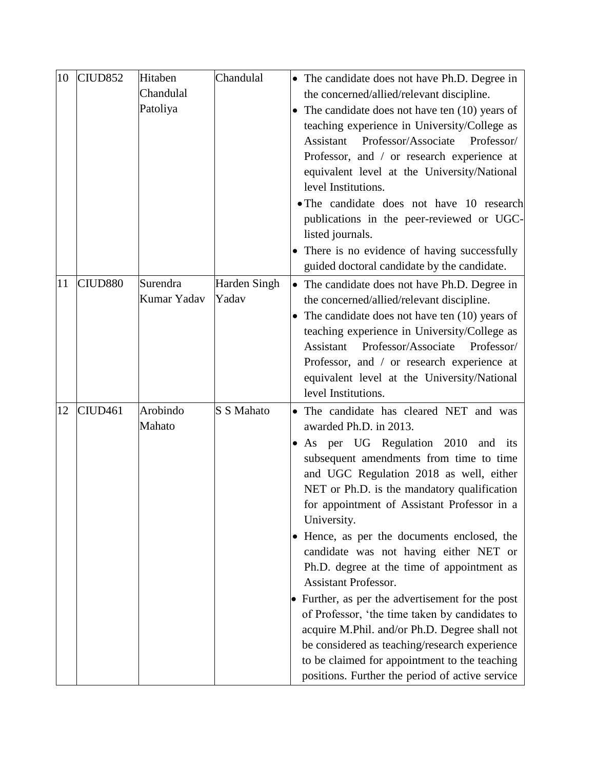| 10 | CIUD852 | Hitaben Chandulal Patoliya | Chandulal | • The candidate does not have Ph.D. Degree in the concerned/allied/relevant discipline.<br>• The candidate does not have ten (10) years of teaching experience in University/College as Assistant Professor/Associate Professor/ Professor, and / or research experience at equivalent level at the University/National level Institutions.<br>• The candidate does not have 10 research publications in the peer-reviewed or UGC-listed journals.<br>• There is no evidence of having successfully guided doctoral candidate by the candidate. |
|---|---|---|---|---|
| 11 | CIUD880 | Surendra Kumar Yadav | Harden Singh Yadav | • The candidate does not have Ph.D. Degree in the concerned/allied/relevant discipline.<br>• The candidate does not have ten (10) years of teaching experience in University/College as Assistant Professor/Associate Professor/ Professor, and / or research experience at equivalent level at the University/National level Institutions. |
| 12 | CIUD461 | Arobindo Mahato | S S Mahato | • The candidate has cleared NET and was awarded Ph.D. in 2013.<br>• As per UG Regulation 2010 and its subsequent amendments from time to time and UGC Regulation 2018 as well, either NET or Ph.D. is the mandatory qualification for appointment of Assistant Professor in a University.<br>• Hence, as per the documents enclosed, the candidate was not having either NET or Ph.D. degree at the time of appointment as Assistant Professor.<br>• Further, as per the advertisement for the post of Professor, 'the time taken by candidates to acquire M.Phil. and/or Ph.D. Degree shall not be considered as teaching/research experience to be claimed for appointment to the teaching positions. Further the period of active service |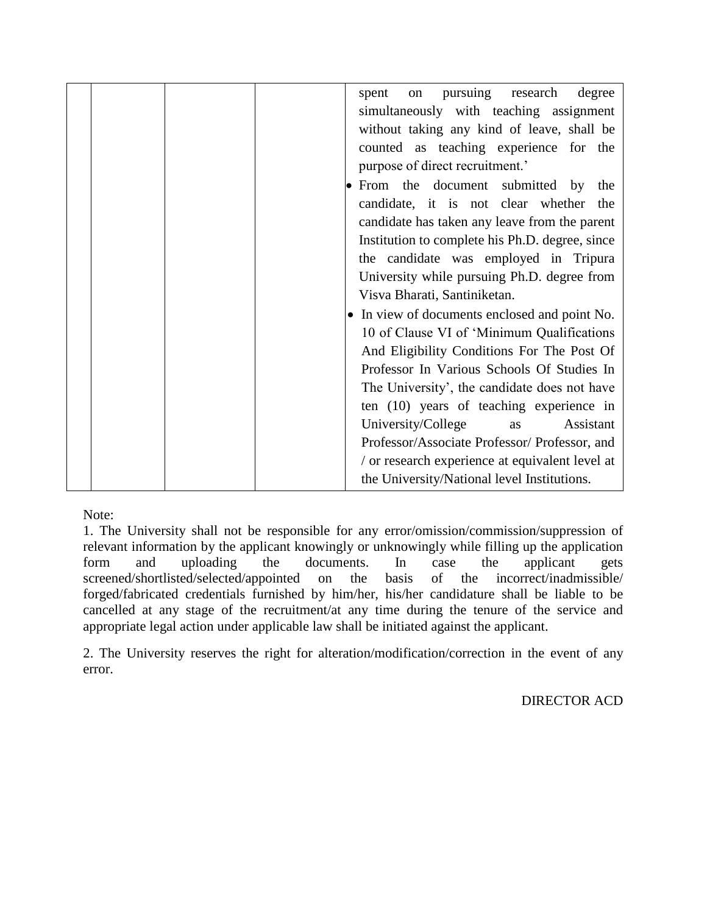| | | | | |
|---|---|---|---|---|
| | | | | spent on pursuing research degree simultaneously with teaching assignment without taking any kind of leave, shall be counted as teaching experience for the purpose of direct recruitment.'<br>• From the document submitted by the candidate, it is not clear whether the candidate has taken any leave from the parent Institution to complete his Ph.D. degree, since the candidate was employed in Tripura University while pursuing Ph.D. degree from Visva Bharati, Santiniketan.<br>• In view of documents enclosed and point No. 10 of Clause VI of 'Minimum Qualifications And Eligibility Conditions For The Post Of Professor In Various Schools Of Studies In The University', the candidate does not have ten (10) years of teaching experience in University/College as Assistant Professor/Associate Professor/ Professor, and / or research experience at equivalent level at the University/National level Institutions. |

Note:

1. The University shall not be responsible for any error/omission/commission/suppression of relevant information by the applicant knowingly or unknowingly while filling up the application form and uploading the documents. In case the applicant gets screened/shortlisted/selected/appointed on the basis of the incorrect/inadmissible/ forged/fabricated credentials furnished by him/her, his/her candidature shall be liable to be cancelled at any stage of the recruitment/at any time during the tenure of the service and appropriate legal action under applicable law shall be initiated against the applicant.

2. The University reserves the right for alteration/modification/correction in the event of any error.

DIRECTOR ACD